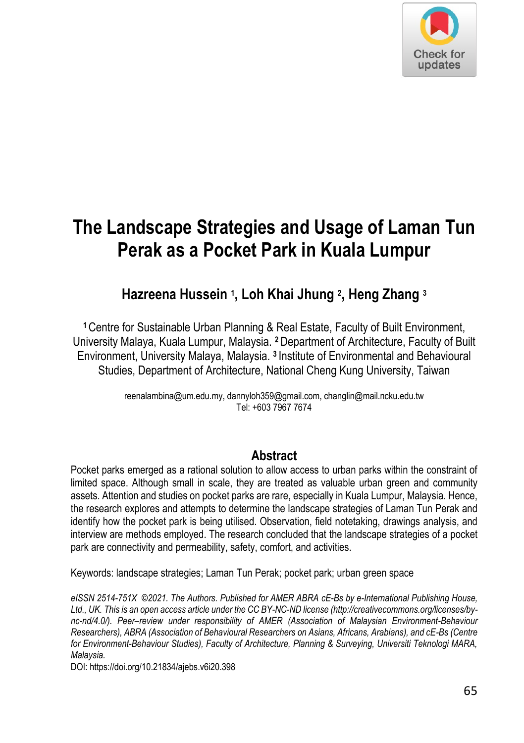# The Landscape Strategies and Usage of Laman Tun Perak as a Pocket Park in Kuala Lumpur

**Hazreena Hussein [1], Loh Khai Jhung [2], Heng Zhang [3]**

[1] Centre for Sustainable Urban Planning & Real Estate, Faculty of Built Environment, University Malaya, Kuala Lumpur, Malaysia. [2] Department of Architecture, Faculty of Built Environment, University Malaya, Malaysia. [3] Institute of Environmental and Behavioural Studies, Department of Architecture, National Cheng Kung University, Taiwan

reenalambina@um.edu.my, dannyloh359@gmail.com, changlin@mail.ncku.edu.tw
Tel: +603 7967 7674

## Abstract

Pocket parks emerged as a rational solution to allow access to urban parks within the constraint of limited space. Although small in scale, they are treated as valuable urban green and community assets. Attention and studies on pocket parks are rare, especially in Kuala Lumpur, Malaysia. Hence, the research explores and attempts to determine the landscape strategies of Laman Tun Perak and identify how the pocket park is being utilised. Observation, field notetaking, drawings analysis, and interview are methods employed. The research concluded that the landscape strategies of a pocket park are connectivity and permeability, safety, comfort, and activities.

Keywords: landscape strategies; Laman Tun Perak; pocket park; urban green space

*eISSN 2514-751X ©2021. The Authors. Published for AMER ABRA cE-Bs by e-International Publishing House, Ltd., UK. This is an open access article under the CC BY-NC-ND license (http://creativecommons.org/licenses/by-nc-nd/4.0/). Peer–review under responsibility of AMER (Association of Malaysian Environment-Behaviour Researchers), ABRA (Association of Behavioural Researchers on Asians, Africans, Arabians), and cE-Bs (Centre for Environment-Behaviour Studies), Faculty of Architecture, Planning & Surveying, Universiti Teknologi MARA, Malaysia.*

DOI: https://doi.org/10.21834/ajebs.v6i20.398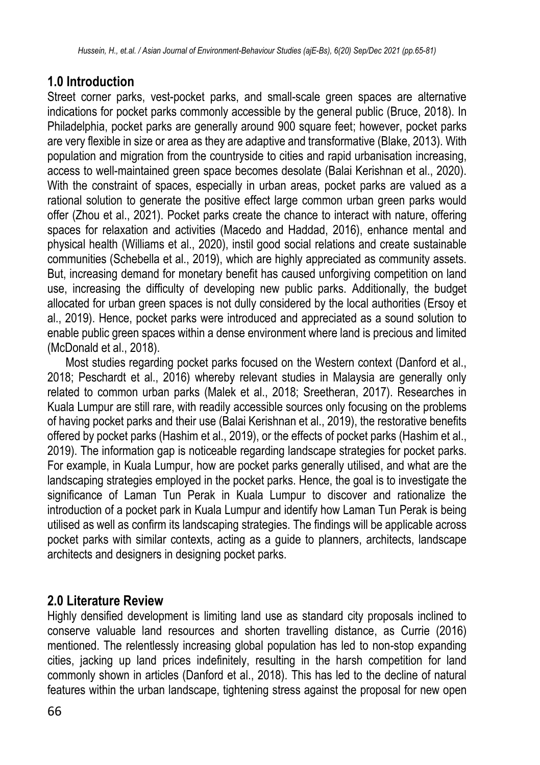## 1.0 Introduction

Street corner parks, vest-pocket parks, and small-scale green spaces are alternative indications for pocket parks commonly accessible by the general public (Bruce, 2018). In Philadelphia, pocket parks are generally around 900 square feet; however, pocket parks are very flexible in size or area as they are adaptive and transformative (Blake, 2013). With population and migration from the countryside to cities and rapid urbanisation increasing, access to well-maintained green space becomes desolate (Balai Kerishnan et al., 2020). With the constraint of spaces, especially in urban areas, pocket parks are valued as a rational solution to generate the positive effect large common urban green parks would offer (Zhou et al., 2021). Pocket parks create the chance to interact with nature, offering spaces for relaxation and activities (Macedo and Haddad, 2016), enhance mental and physical health (Williams et al., 2020), instil good social relations and create sustainable communities (Schebella et al., 2019), which are highly appreciated as community assets. But, increasing demand for monetary benefit has caused unforgiving competition on land use, increasing the difficulty of developing new public parks. Additionally, the budget allocated for urban green spaces is not dully considered by the local authorities (Ersoy et al., 2019). Hence, pocket parks were introduced and appreciated as a sound solution to enable public green spaces within a dense environment where land is precious and limited (McDonald et al., 2018).

Most studies regarding pocket parks focused on the Western context (Danford et al., 2018; Peschardt et al., 2016) whereby relevant studies in Malaysia are generally only related to common urban parks (Malek et al., 2018; Sreetheran, 2017). Researches in Kuala Lumpur are still rare, with readily accessible sources only focusing on the problems of having pocket parks and their use (Balai Kerishnan et al., 2019), the restorative benefits offered by pocket parks (Hashim et al., 2019), or the effects of pocket parks (Hashim et al., 2019). The information gap is noticeable regarding landscape strategies for pocket parks. For example, in Kuala Lumpur, how are pocket parks generally utilised, and what are the landscaping strategies employed in the pocket parks. Hence, the goal is to investigate the significance of Laman Tun Perak in Kuala Lumpur to discover and rationalize the introduction of a pocket park in Kuala Lumpur and identify how Laman Tun Perak is being utilised as well as confirm its landscaping strategies. The findings will be applicable across pocket parks with similar contexts, acting as a guide to planners, architects, landscape architects and designers in designing pocket parks.

## 2.0 Literature Review

Highly densified development is limiting land use as standard city proposals inclined to conserve valuable land resources and shorten travelling distance, as Currie (2016) mentioned. The relentlessly increasing global population has led to non-stop expanding cities, jacking up land prices indefinitely, resulting in the harsh competition for land commonly shown in articles (Danford et al., 2018). This has led to the decline of natural features within the urban landscape, tightening stress against the proposal for new open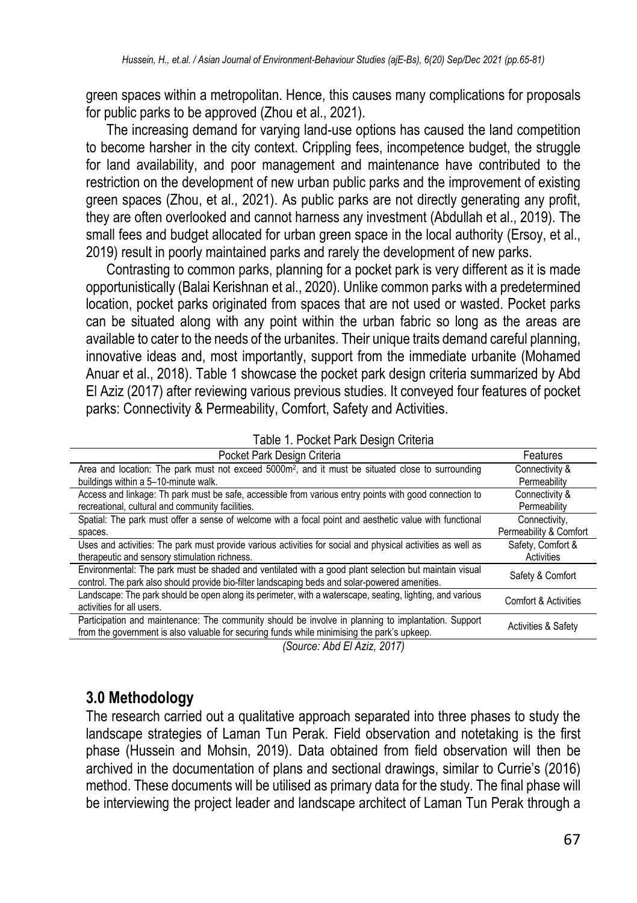green spaces within a metropolitan. Hence, this causes many complications for proposals for public parks to be approved (Zhou et al., 2021).

The increasing demand for varying land-use options has caused the land competition to become harsher in the city context. Crippling fees, incompetence budget, the struggle for land availability, and poor management and maintenance have contributed to the restriction on the development of new urban public parks and the improvement of existing green spaces (Zhou, et al., 2021). As public parks are not directly generating any profit, they are often overlooked and cannot harness any investment (Abdullah et al., 2019). The small fees and budget allocated for urban green space in the local authority (Ersoy, et al., 2019) result in poorly maintained parks and rarely the development of new parks.

Contrasting to common parks, planning for a pocket park is very different as it is made opportunistically (Balai Kerishnan et al., 2020). Unlike common parks with a predetermined location, pocket parks originated from spaces that are not used or wasted. Pocket parks can be situated along with any point within the urban fabric so long as the areas are available to cater to the needs of the urbanites. Their unique traits demand careful planning, innovative ideas and, most importantly, support from the immediate urbanite (Mohamed Anuar et al., 2018). Table 1 showcase the pocket park design criteria summarized by Abd El Aziz (2017) after reviewing various previous studies. It conveyed four features of pocket parks: Connectivity & Permeability, Comfort, Safety and Activities.

Table 1. Pocket Park Design Criteria

| Pocket Park Design Criteria | Features |
|---|---|
| Area and location: The park must not exceed 5000m$^2$, and it must be situated close to surrounding buildings within a 5–10-minute walk. | Connectivity & Permeability |
| Access and linkage: Th park must be safe, accessible from various entry points with good connection to recreational, cultural and community facilities. | Connectivity & Permeability |
| Spatial: The park must offer a sense of welcome with a focal point and aesthetic value with functional spaces. | Connectivity, Permeability & Comfort |
| Uses and activities: The park must provide various activities for social and physical activities as well as therapeutic and sensory stimulation richness. | Safety, Comfort & Activities |
| Environmental: The park must be shaded and ventilated with a good plant selection but maintain visual control. The park also should provide bio-filter landscaping beds and solar-powered amenities. | Safety & Comfort |
| Landscape: The park should be open along its perimeter, with a waterscape, seating, lighting, and various activities for all users. | Comfort & Activities |
| Participation and maintenance: The community should be involve in planning to implantation. Support from the government is also valuable for securing funds while minimising the park's upkeep. | Activities & Safety |

*(Source: Abd El Aziz, 2017)*

## 3.0 Methodology

The research carried out a qualitative approach separated into three phases to study the landscape strategies of Laman Tun Perak. Field observation and notetaking is the first phase (Hussein and Mohsin, 2019). Data obtained from field observation will then be archived in the documentation of plans and sectional drawings, similar to Currie's (2016) method. These documents will be utilised as primary data for the study. The final phase will be interviewing the project leader and landscape architect of Laman Tun Perak through a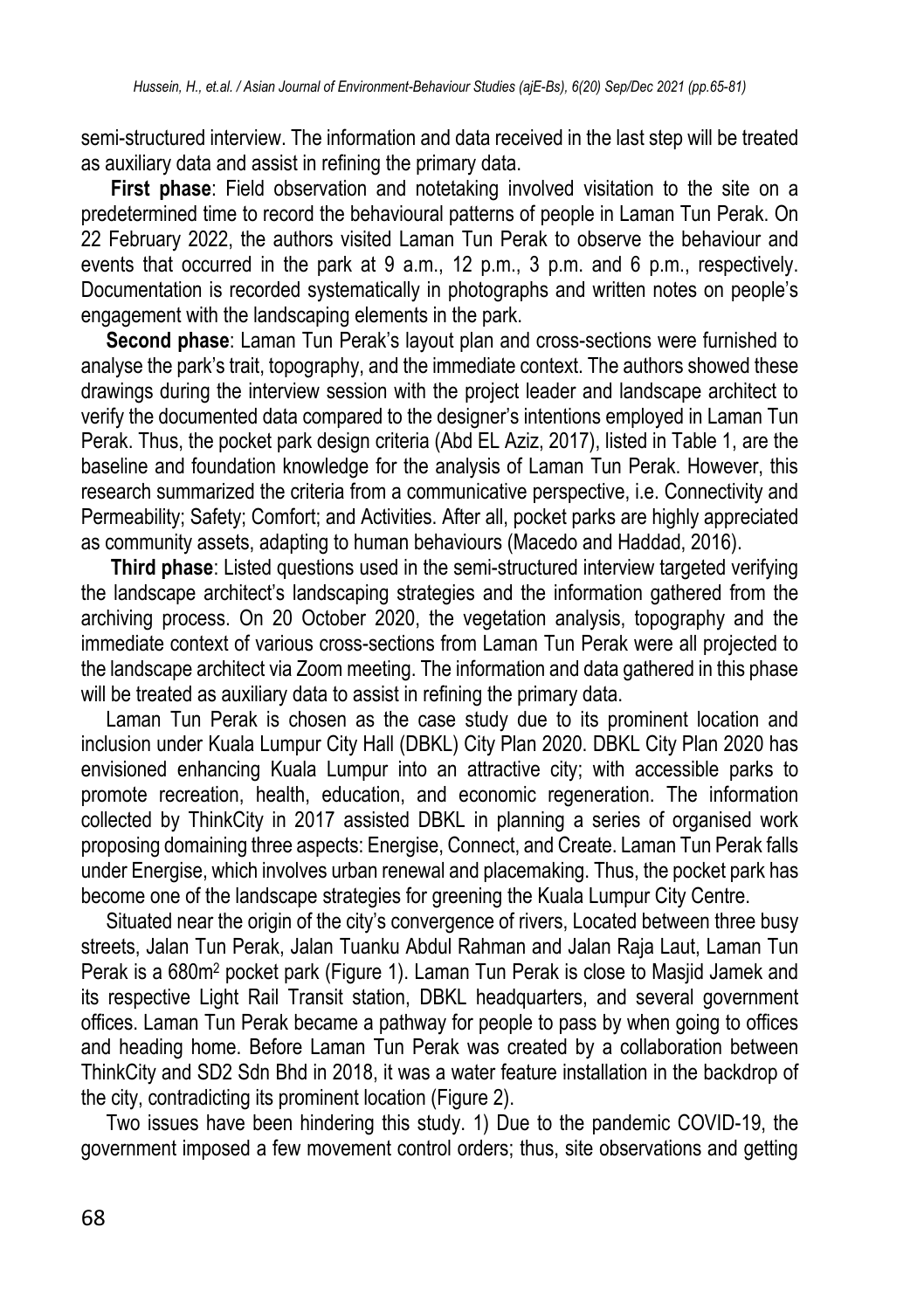semi-structured interview. The information and data received in the last step will be treated as auxiliary data and assist in refining the primary data.

**First phase**: Field observation and notetaking involved visitation to the site on a predetermined time to record the behavioural patterns of people in Laman Tun Perak. On 22 February 2022, the authors visited Laman Tun Perak to observe the behaviour and events that occurred in the park at 9 a.m., 12 p.m., 3 p.m. and 6 p.m., respectively. Documentation is recorded systematically in photographs and written notes on people's engagement with the landscaping elements in the park.

**Second phase**: Laman Tun Perak's layout plan and cross-sections were furnished to analyse the park's trait, topography, and the immediate context. The authors showed these drawings during the interview session with the project leader and landscape architect to verify the documented data compared to the designer's intentions employed in Laman Tun Perak. Thus, the pocket park design criteria (Abd EL Aziz, 2017), listed in Table 1, are the baseline and foundation knowledge for the analysis of Laman Tun Perak. However, this research summarized the criteria from a communicative perspective, i.e. Connectivity and Permeability; Safety; Comfort; and Activities. After all, pocket parks are highly appreciated as community assets, adapting to human behaviours (Macedo and Haddad, 2016).

**Third phase**: Listed questions used in the semi-structured interview targeted verifying the landscape architect's landscaping strategies and the information gathered from the archiving process. On 20 October 2020, the vegetation analysis, topography and the immediate context of various cross-sections from Laman Tun Perak were all projected to the landscape architect via Zoom meeting. The information and data gathered in this phase will be treated as auxiliary data to assist in refining the primary data.

Laman Tun Perak is chosen as the case study due to its prominent location and inclusion under Kuala Lumpur City Hall (DBKL) City Plan 2020. DBKL City Plan 2020 has envisioned enhancing Kuala Lumpur into an attractive city; with accessible parks to promote recreation, health, education, and economic regeneration. The information collected by ThinkCity in 2017 assisted DBKL in planning a series of organised work proposing domaining three aspects: Energise, Connect, and Create. Laman Tun Perak falls under Energise, which involves urban renewal and placemaking. Thus, the pocket park has become one of the landscape strategies for greening the Kuala Lumpur City Centre.

Situated near the origin of the city's convergence of rivers, Located between three busy streets, Jalan Tun Perak, Jalan Tuanku Abdul Rahman and Jalan Raja Laut, Laman Tun Perak is a 680m$^2$ pocket park (Figure 1). Laman Tun Perak is close to Masjid Jamek and its respective Light Rail Transit station, DBKL headquarters, and several government offices. Laman Tun Perak became a pathway for people to pass by when going to offices and heading home. Before Laman Tun Perak was created by a collaboration between ThinkCity and SD2 Sdn Bhd in 2018, it was a water feature installation in the backdrop of the city, contradicting its prominent location (Figure 2).

Two issues have been hindering this study. 1) Due to the pandemic COVID-19, the government imposed a few movement control orders; thus, site observations and getting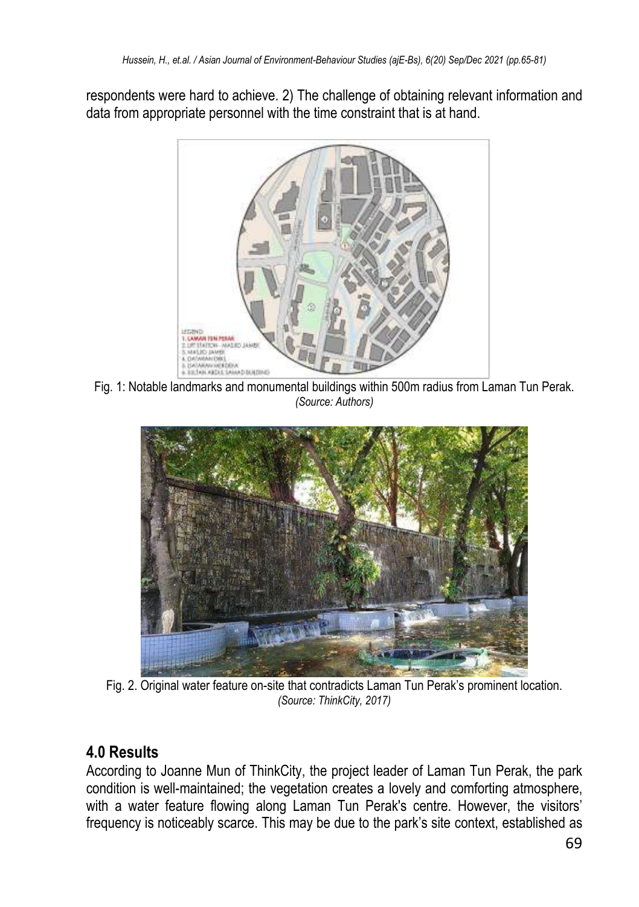respondents were hard to achieve. 2) The challenge of obtaining relevant information and data from appropriate personnel with the time constraint that is at hand.

Fig. 1: Notable landmarks and monumental buildings within 500m radius from Laman Tun Perak.
*(Source: Authors)*

Fig. 2. Original water feature on-site that contradicts Laman Tun Perak's prominent location.
*(Source: ThinkCity, 2017)*

## 4.0 Results

According to Joanne Mun of ThinkCity, the project leader of Laman Tun Perak, the park condition is well-maintained; the vegetation creates a lovely and comforting atmosphere, with a water feature flowing along Laman Tun Perak's centre. However, the visitors' frequency is noticeably scarce. This may be due to the park's site context, established as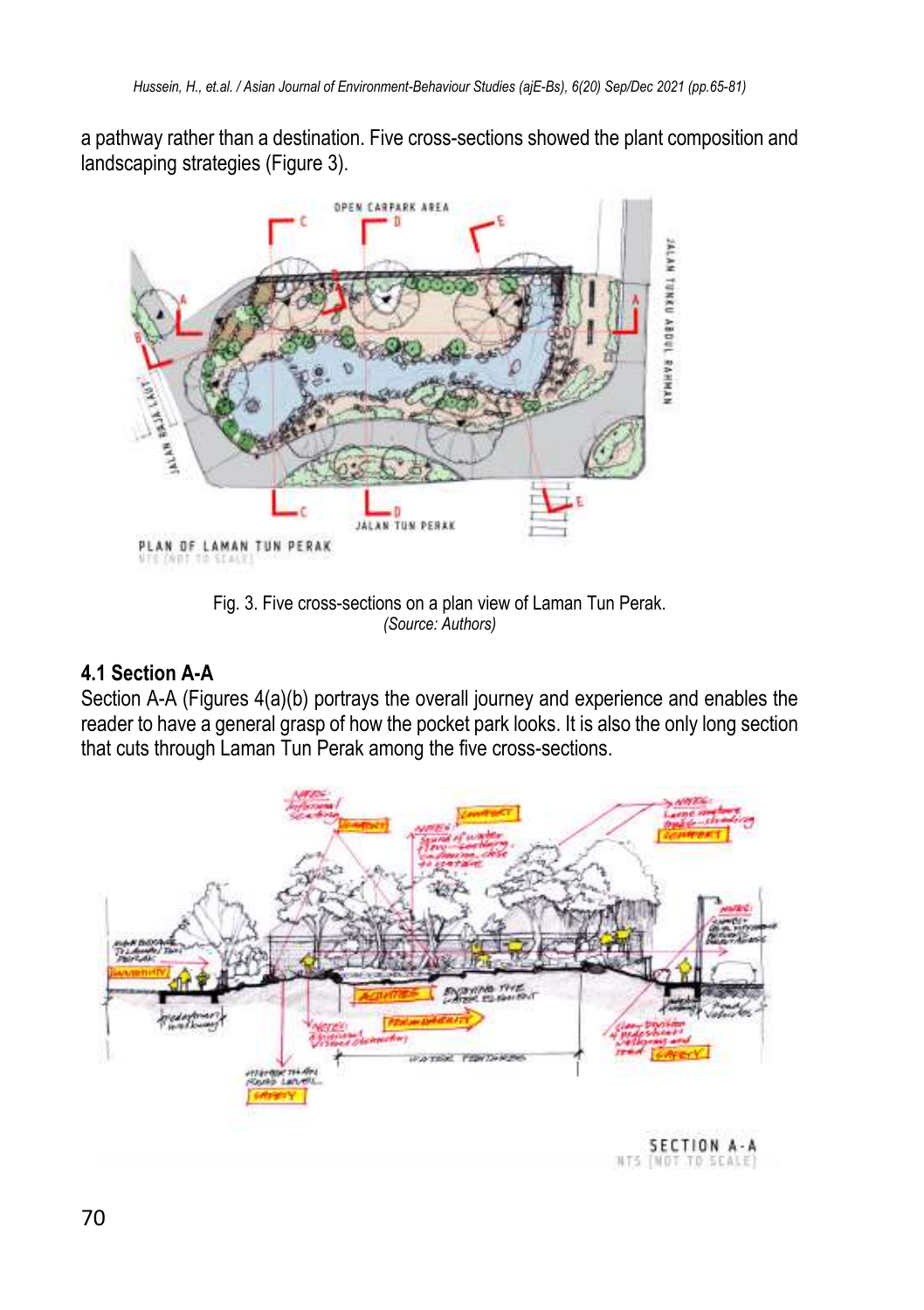a pathway rather than a destination. Five cross-sections showed the plant composition and landscaping strategies (Figure 3).

Fig. 3. Five cross-sections on a plan view of Laman Tun Perak.
*(Source: Authors)*

### 4.1 Section A-A

Section A-A (Figures 4(a)(b) portrays the overall journey and experience and enables the reader to have a general grasp of how the pocket park looks. It is also the only long section that cuts through Laman Tun Perak among the five cross-sections.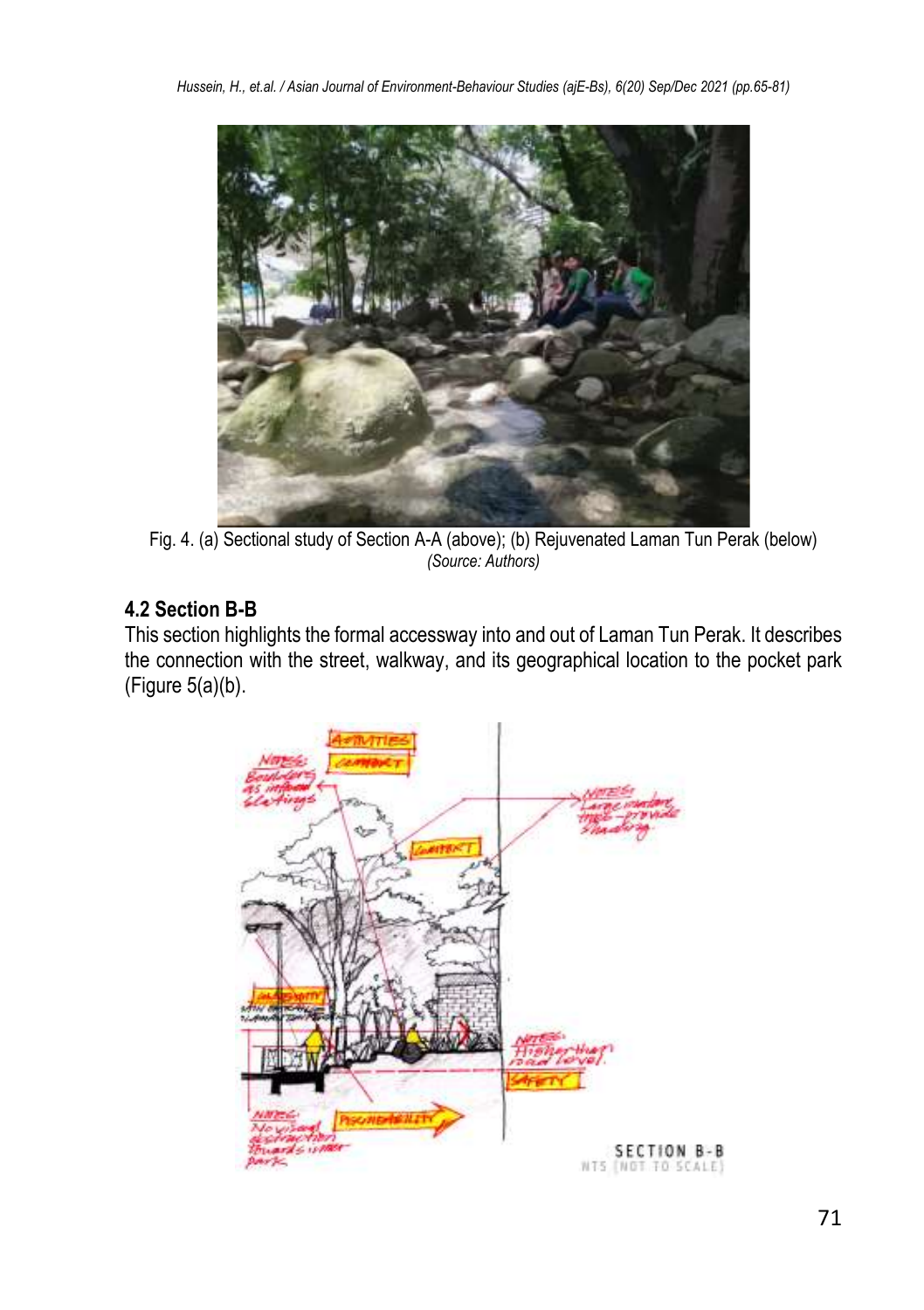Fig. 4. (a) Sectional study of Section A-A (above); (b) Rejuvenated Laman Tun Perak (below)
*(Source: Authors)*

### 4.2 Section B-B

This section highlights the formal accessway into and out of Laman Tun Perak. It describes the connection with the street, walkway, and its geographical location to the pocket park (Figure 5(a)(b).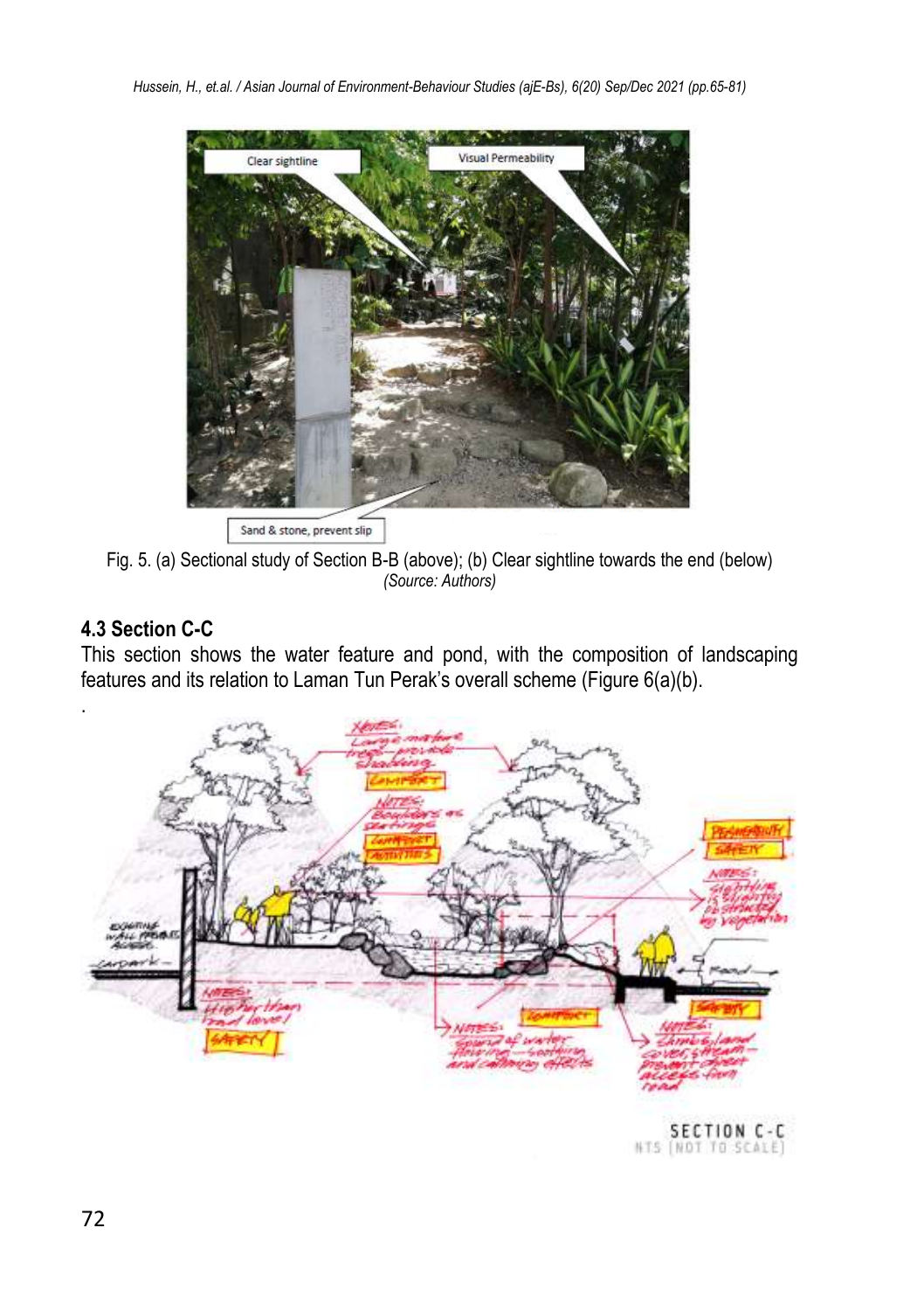Fig. 5. (a) Sectional study of Section B-B (above); (b) Clear sightline towards the end (below)
*(Source: Authors)*

### 4.3 Section C-C

This section shows the water feature and pond, with the composition of landscaping features and its relation to Laman Tun Perak's overall scheme (Figure 6(a)(b).

.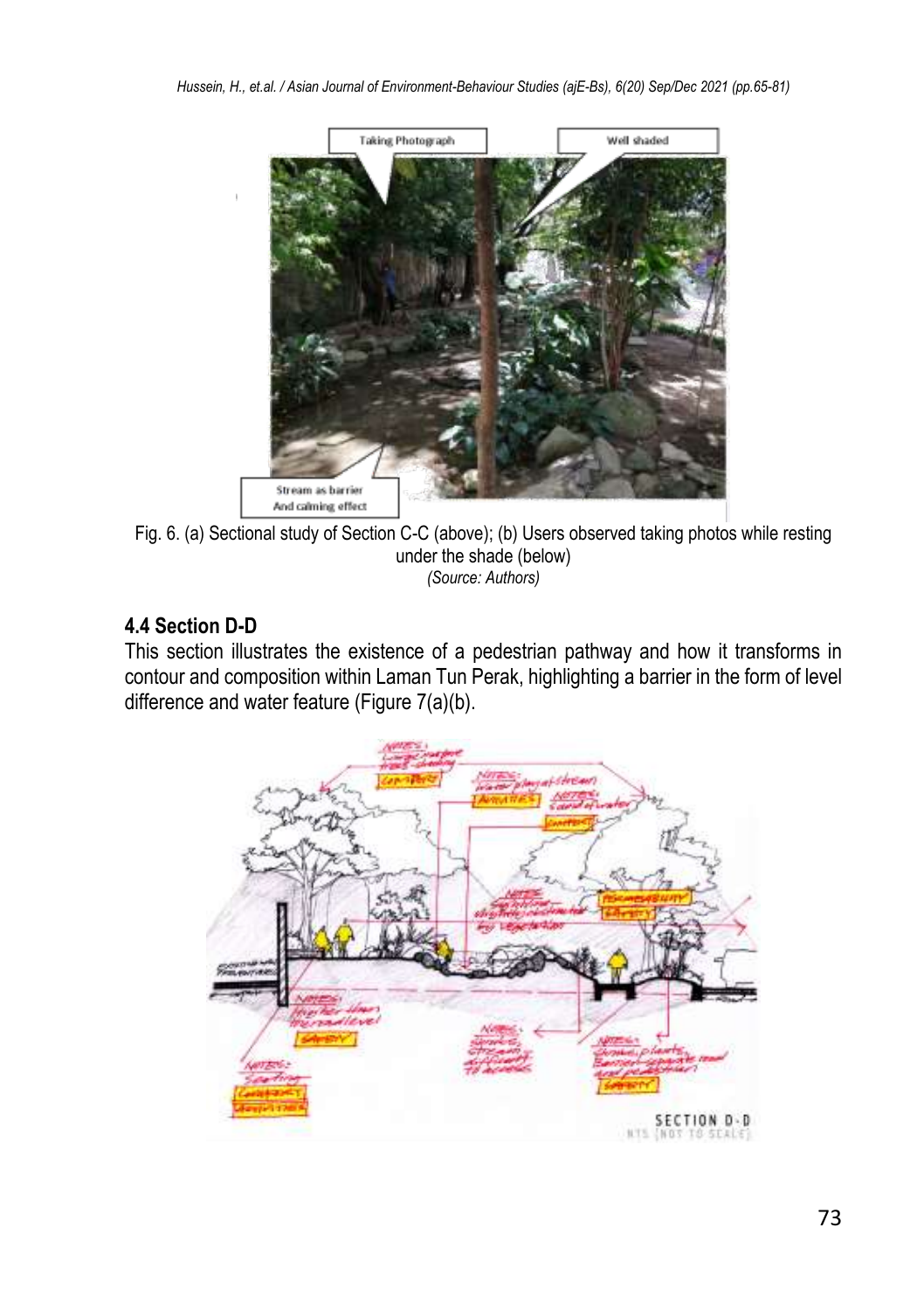Fig. 6. (a) Sectional study of Section C-C (above); (b) Users observed taking photos while resting under the shade (below)
*(Source: Authors)*

### 4.4 Section D-D

This section illustrates the existence of a pedestrian pathway and how it transforms in contour and composition within Laman Tun Perak, highlighting a barrier in the form of level difference and water feature (Figure 7(a)(b).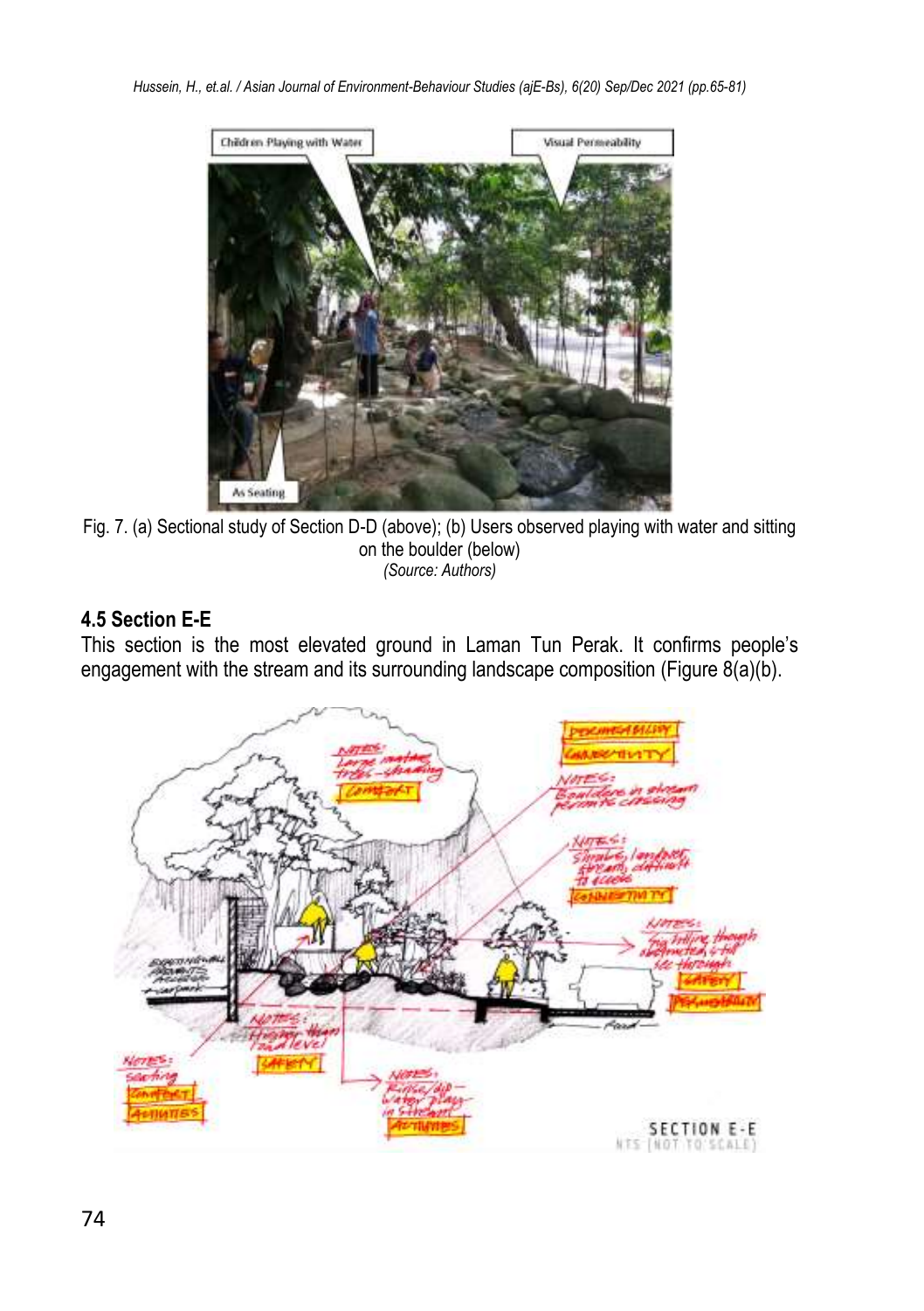Fig. 7. (a) Sectional study of Section D-D (above); (b) Users observed playing with water and sitting on the boulder (below)

*(Source: Authors)*

### 4.5 Section E-E

This section is the most elevated ground in Laman Tun Perak. It confirms people's engagement with the stream and its surrounding landscape composition (Figure 8(a)(b).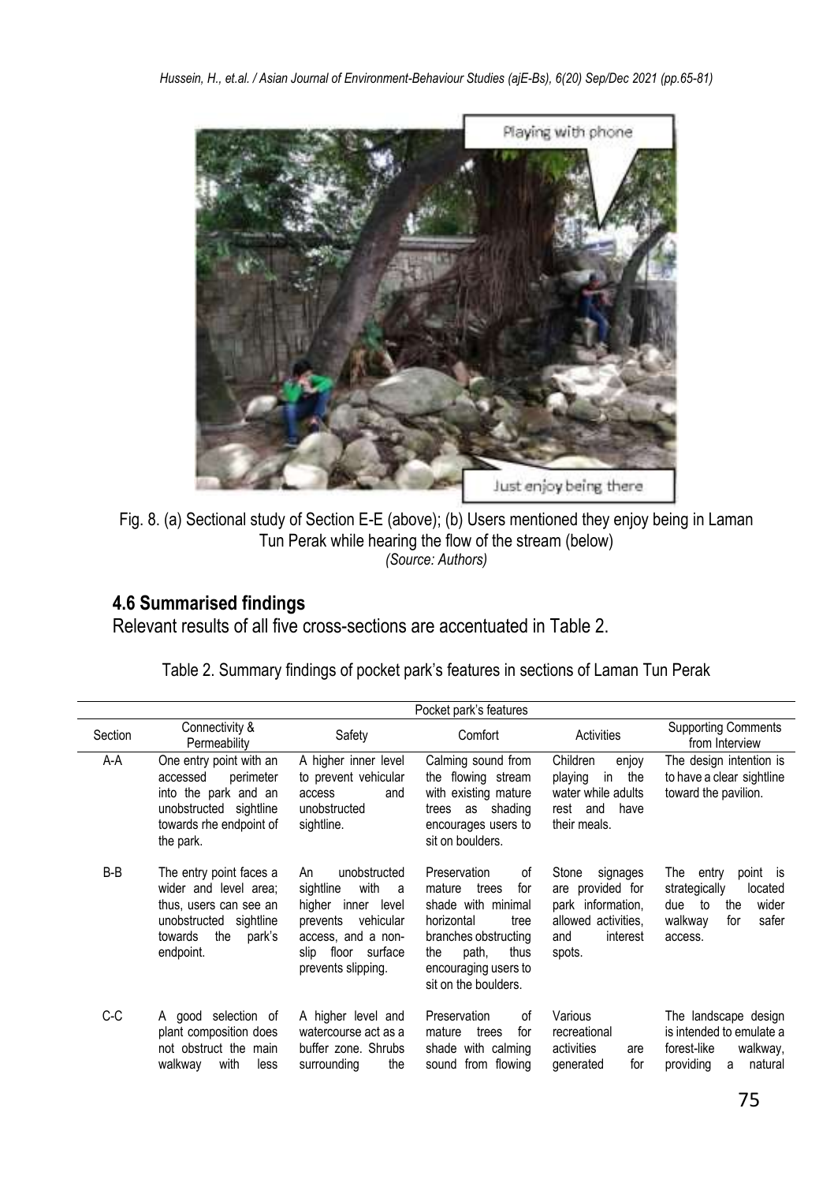Fig. 8. (a) Sectional study of Section E-E (above); (b) Users mentioned they enjoy being in Laman Tun Perak while hearing the flow of the stream (below)
*(Source: Authors)*

## 4.6 Summarised findings

Relevant results of all five cross-sections are accentuated in Table 2.

Table 2. Summary findings of pocket park's features in sections of Laman Tun Perak

| | Pocket park's features | | | | |
|---|---|---|---|---|---|
| Section | Connectivity & Permeability | Safety | Comfort | Activities | Supporting Comments from Interview |
| A-A | One entry point with an accessed perimeter into the park and an unobstructed sightline towards rhe endpoint of the park. | A higher inner level to prevent vehicular access and unobstructed sightline. | Calming sound from the flowing stream with existing mature trees as shading encourages users to sit on boulders. | Children enjoy playing in the water while adults rest and have their meals. | The design intention is to have a clear sightline toward the pavilion. |
| B-B | The entry point faces a wider and level area; thus, users can see an unobstructed sightline towards the park's endpoint. | An unobstructed sightline with a higher inner level prevents vehicular access, and a non-slip floor surface prevents slipping. | Preservation of mature trees for shade with minimal horizontal tree branches obstructing the path, thus encouraging users to sit on the boulders. | Stone signages are provided for park information, allowed activities, and interest spots. | The entry point is strategically located due to the wider walkway for safer access. |
| C-C | A good selection of plant composition does not obstruct the main walkway with less | A higher level and watercourse act as a buffer zone. Shrubs surrounding the | Preservation of mature trees for shade with calming sound from flowing | Various recreational activities are generated for | The landscape design is intended to emulate a forest-like walkway, providing a natural |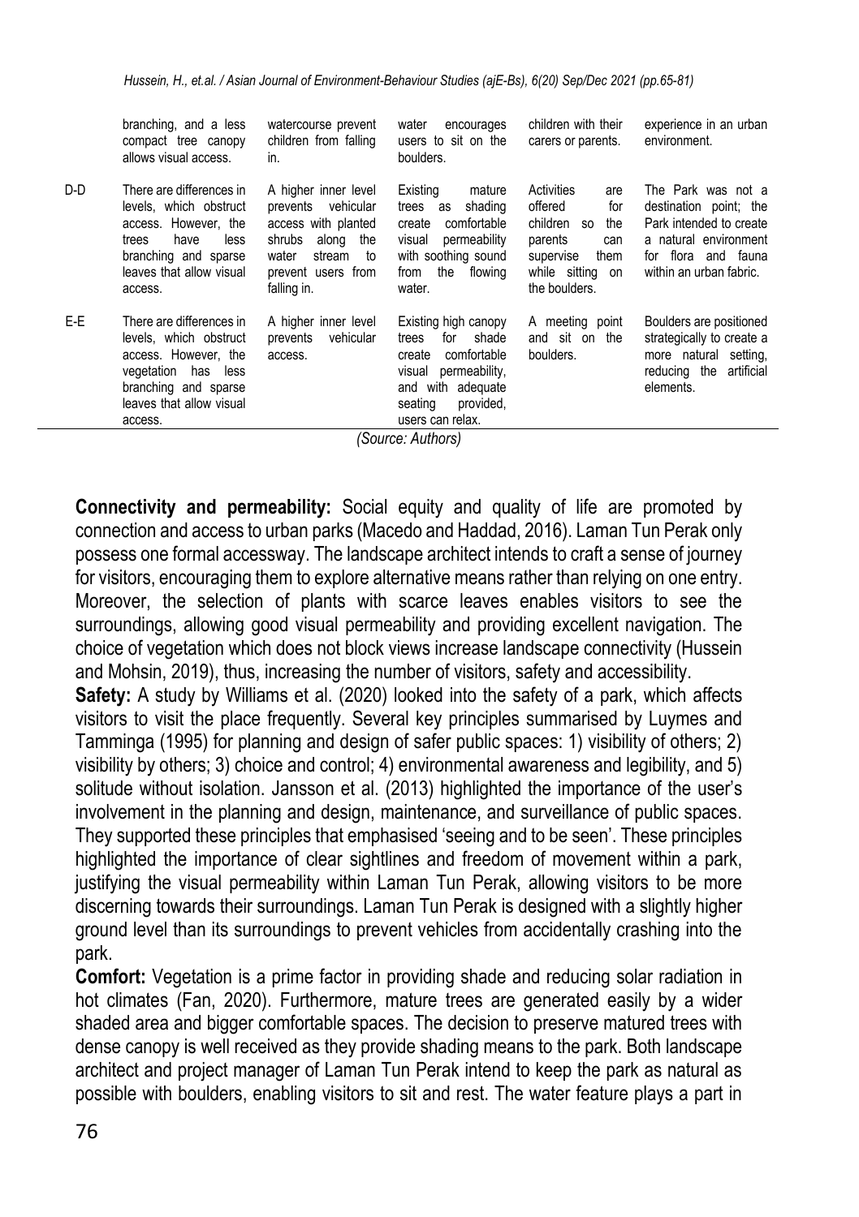| | | | | | |
|---|---|---|---|---|---|
| | branching, and a less compact tree canopy allows visual access. | watercourse prevent children from falling in. | water encourages users to sit on the boulders. | children with their carers or parents. | experience in an urban environment. |
| D-D | There are differences in levels, which obstruct access. However, the trees have less branching and sparse leaves that allow visual access. | A higher inner level prevents vehicular access with planted shrubs along the water stream to prevent users from falling in. | Existing mature trees as shading create comfortable visual permeability with soothing sound from the flowing water. | Activities are offered for children so the parents can supervise them while sitting on the boulders. | The Park was not a destination point; the Park intended to create a natural environment for flora and fauna within an urban fabric. |
| E-E | There are differences in levels, which obstruct access. However, the vegetation has less branching and sparse leaves that allow visual access. | A higher inner level prevents vehicular access. | Existing high canopy trees for shade create comfortable visual permeability, and with adequate seating provided, users can relax. | A meeting point and sit on the boulders. | Boulders are positioned strategically to create a more natural setting, reducing the artificial elements. |

*(Source: Authors)*

**Connectivity and permeability:** Social equity and quality of life are promoted by connection and access to urban parks (Macedo and Haddad, 2016). Laman Tun Perak only possess one formal accessway. The landscape architect intends to craft a sense of journey for visitors, encouraging them to explore alternative means rather than relying on one entry. Moreover, the selection of plants with scarce leaves enables visitors to see the surroundings, allowing good visual permeability and providing excellent navigation. The choice of vegetation which does not block views increase landscape connectivity (Hussein and Mohsin, 2019), thus, increasing the number of visitors, safety and accessibility.

**Safety:** A study by Williams et al. (2020) looked into the safety of a park, which affects visitors to visit the place frequently. Several key principles summarised by Luymes and Tamminga (1995) for planning and design of safer public spaces: 1) visibility of others; 2) visibility by others; 3) choice and control; 4) environmental awareness and legibility, and 5) solitude without isolation. Jansson et al. (2013) highlighted the importance of the user's involvement in the planning and design, maintenance, and surveillance of public spaces. They supported these principles that emphasised 'seeing and to be seen'. These principles highlighted the importance of clear sightlines and freedom of movement within a park, justifying the visual permeability within Laman Tun Perak, allowing visitors to be more discerning towards their surroundings. Laman Tun Perak is designed with a slightly higher ground level than its surroundings to prevent vehicles from accidentally crashing into the park.

**Comfort:** Vegetation is a prime factor in providing shade and reducing solar radiation in hot climates (Fan, 2020). Furthermore, mature trees are generated easily by a wider shaded area and bigger comfortable spaces. The decision to preserve matured trees with dense canopy is well received as they provide shading means to the park. Both landscape architect and project manager of Laman Tun Perak intend to keep the park as natural as possible with boulders, enabling visitors to sit and rest. The water feature plays a part in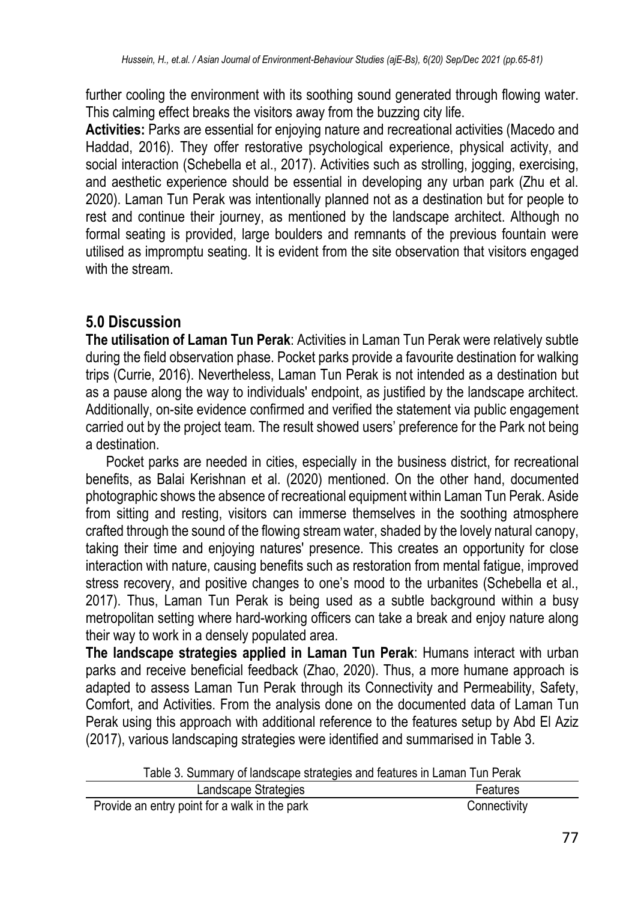further cooling the environment with its soothing sound generated through flowing water. This calming effect breaks the visitors away from the buzzing city life.

**Activities:** Parks are essential for enjoying nature and recreational activities (Macedo and Haddad, 2016). They offer restorative psychological experience, physical activity, and social interaction (Schebella et al., 2017). Activities such as strolling, jogging, exercising, and aesthetic experience should be essential in developing any urban park (Zhu et al. 2020). Laman Tun Perak was intentionally planned not as a destination but for people to rest and continue their journey, as mentioned by the landscape architect. Although no formal seating is provided, large boulders and remnants of the previous fountain were utilised as impromptu seating. It is evident from the site observation that visitors engaged with the stream.

## 5.0 Discussion

**The utilisation of Laman Tun Perak**: Activities in Laman Tun Perak were relatively subtle during the field observation phase. Pocket parks provide a favourite destination for walking trips (Currie, 2016). Nevertheless, Laman Tun Perak is not intended as a destination but as a pause along the way to individuals' endpoint, as justified by the landscape architect. Additionally, on-site evidence confirmed and verified the statement via public engagement carried out by the project team. The result showed users' preference for the Park not being a destination.

Pocket parks are needed in cities, especially in the business district, for recreational benefits, as Balai Kerishnan et al. (2020) mentioned. On the other hand, documented photographic shows the absence of recreational equipment within Laman Tun Perak. Aside from sitting and resting, visitors can immerse themselves in the soothing atmosphere crafted through the sound of the flowing stream water, shaded by the lovely natural canopy, taking their time and enjoying natures' presence. This creates an opportunity for close interaction with nature, causing benefits such as restoration from mental fatigue, improved stress recovery, and positive changes to one's mood to the urbanites (Schebella et al., 2017). Thus, Laman Tun Perak is being used as a subtle background within a busy metropolitan setting where hard-working officers can take a break and enjoy nature along their way to work in a densely populated area.

**The landscape strategies applied in Laman Tun Perak**: Humans interact with urban parks and receive beneficial feedback (Zhao, 2020). Thus, a more humane approach is adapted to assess Laman Tun Perak through its Connectivity and Permeability, Safety, Comfort, and Activities. From the analysis done on the documented data of Laman Tun Perak using this approach with additional reference to the features setup by Abd El Aziz (2017), various landscaping strategies were identified and summarised in Table 3.

Table 3. Summary of landscape strategies and features in Laman Tun Perak

| Landscape Strategies | Features |
| --- | --- |
| Provide an entry point for a walk in the park | Connectivity |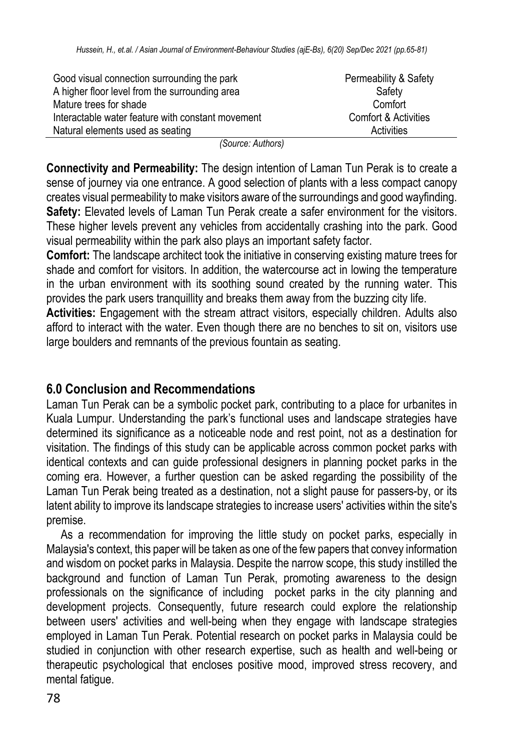| | |
|---|---|
| Good visual connection surrounding the park | Permeability & Safety |
| A higher floor level from the surrounding area | Safety |
| Mature trees for shade | Comfort |
| Interactable water feature with constant movement | Comfort & Activities |
| Natural elements used as seating | Activities |

*(Source: Authors)*

**Connectivity and Permeability:** The design intention of Laman Tun Perak is to create a sense of journey via one entrance. A good selection of plants with a less compact canopy creates visual permeability to make visitors aware of the surroundings and good wayfinding.
**Safety:** Elevated levels of Laman Tun Perak create a safer environment for the visitors. These higher levels prevent any vehicles from accidentally crashing into the park. Good visual permeability within the park also plays an important safety factor.
**Comfort:** The landscape architect took the initiative in conserving existing mature trees for shade and comfort for visitors. In addition, the watercourse act in lowing the temperature in the urban environment with its soothing sound created by the running water. This provides the park users tranquillity and breaks them away from the buzzing city life.
**Activities:** Engagement with the stream attract visitors, especially children. Adults also afford to interact with the water. Even though there are no benches to sit on, visitors use large boulders and remnants of the previous fountain as seating.

## 6.0 Conclusion and Recommendations

Laman Tun Perak can be a symbolic pocket park, contributing to a place for urbanites in Kuala Lumpur. Understanding the park's functional uses and landscape strategies have determined its significance as a noticeable node and rest point, not as a destination for visitation. The findings of this study can be applicable across common pocket parks with identical contexts and can guide professional designers in planning pocket parks in the coming era. However, a further question can be asked regarding the possibility of the Laman Tun Perak being treated as a destination, not a slight pause for passers-by, or its latent ability to improve its landscape strategies to increase users' activities within the site's premise.

As a recommendation for improving the little study on pocket parks, especially in Malaysia's context, this paper will be taken as one of the few papers that convey information and wisdom on pocket parks in Malaysia. Despite the narrow scope, this study instilled the background and function of Laman Tun Perak, promoting awareness to the design professionals on the significance of including pocket parks in the city planning and development projects. Consequently, future research could explore the relationship between users' activities and well-being when they engage with landscape strategies employed in Laman Tun Perak. Potential research on pocket parks in Malaysia could be studied in conjunction with other research expertise, such as health and well-being or therapeutic psychological that encloses positive mood, improved stress recovery, and mental fatigue.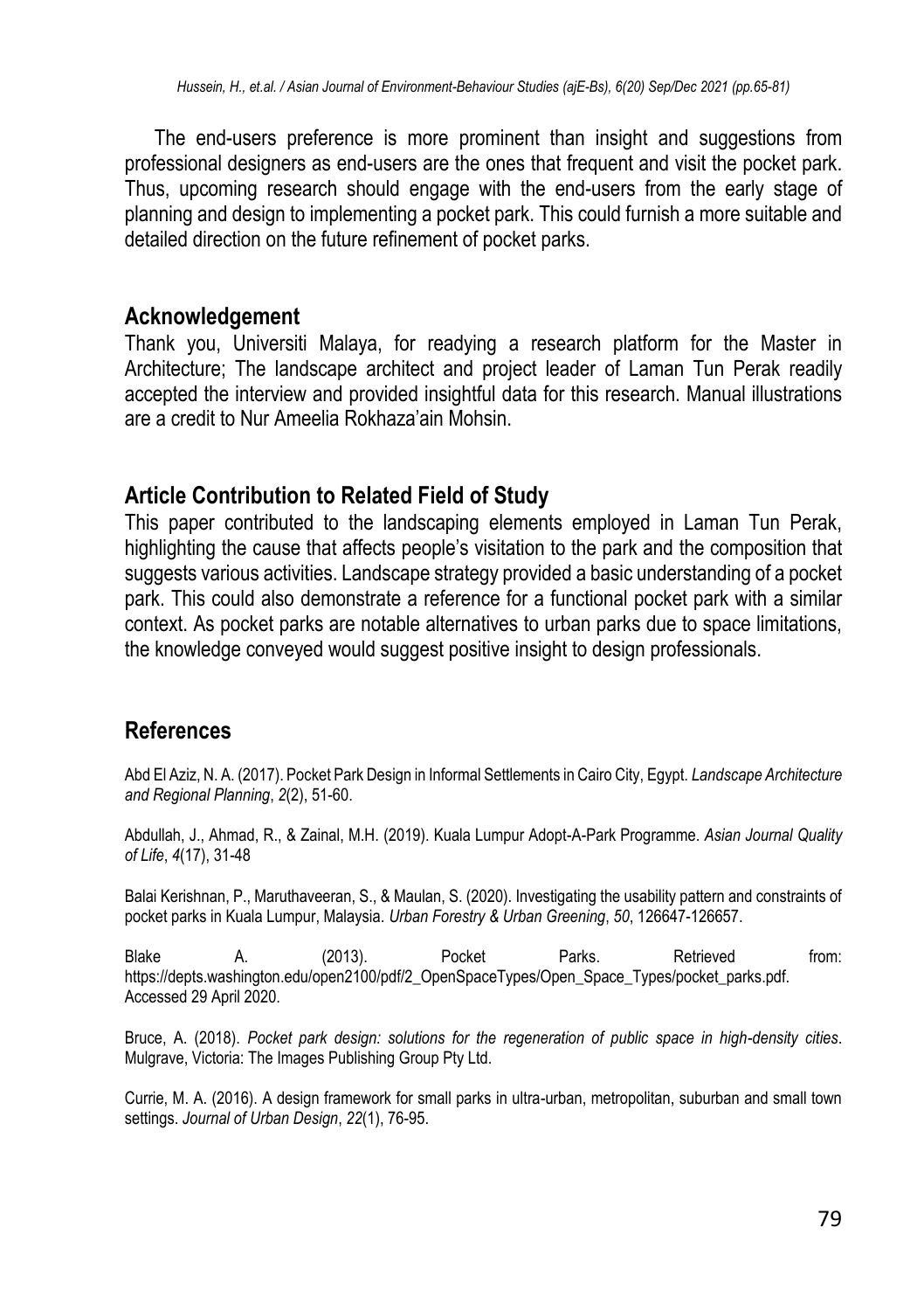The end-users preference is more prominent than insight and suggestions from professional designers as end-users are the ones that frequent and visit the pocket park. Thus, upcoming research should engage with the end-users from the early stage of planning and design to implementing a pocket park. This could furnish a more suitable and detailed direction on the future refinement of pocket parks.

## Acknowledgement

Thank you, Universiti Malaya, for readying a research platform for the Master in Architecture; The landscape architect and project leader of Laman Tun Perak readily accepted the interview and provided insightful data for this research. Manual illustrations are a credit to Nur Ameelia Rokhaza'ain Mohsin.

## Article Contribution to Related Field of Study

This paper contributed to the landscaping elements employed in Laman Tun Perak, highlighting the cause that affects people's visitation to the park and the composition that suggests various activities. Landscape strategy provided a basic understanding of a pocket park. This could also demonstrate a reference for a functional pocket park with a similar context. As pocket parks are notable alternatives to urban parks due to space limitations, the knowledge conveyed would suggest positive insight to design professionals.

## References

Abd El Aziz, N. A. (2017). Pocket Park Design in Informal Settlements in Cairo City, Egypt. *Landscape Architecture and Regional Planning*, *2*(2), 51-60.

Abdullah, J., Ahmad, R., & Zainal, M.H. (2019). Kuala Lumpur Adopt-A-Park Programme. *Asian Journal Quality of Life*, *4*(17), 31-48

Balai Kerishnan, P., Maruthaveeran, S., & Maulan, S. (2020). Investigating the usability pattern and constraints of pocket parks in Kuala Lumpur, Malaysia. *Urban Forestry & Urban Greening*, *50*, 126647-126657.

Blake A. (2013). Pocket Parks. Retrieved from: https://depts.washington.edu/open2100/pdf/2_OpenSpaceTypes/Open_Space_Types/pocket_parks.pdf. Accessed 29 April 2020.

Bruce, A. (2018). *Pocket park design: solutions for the regeneration of public space in high-density cities*. Mulgrave, Victoria: The Images Publishing Group Pty Ltd.

Currie, M. A. (2016). A design framework for small parks in ultra-urban, metropolitan, suburban and small town settings. *Journal of Urban Design*, *22*(1), 76-95.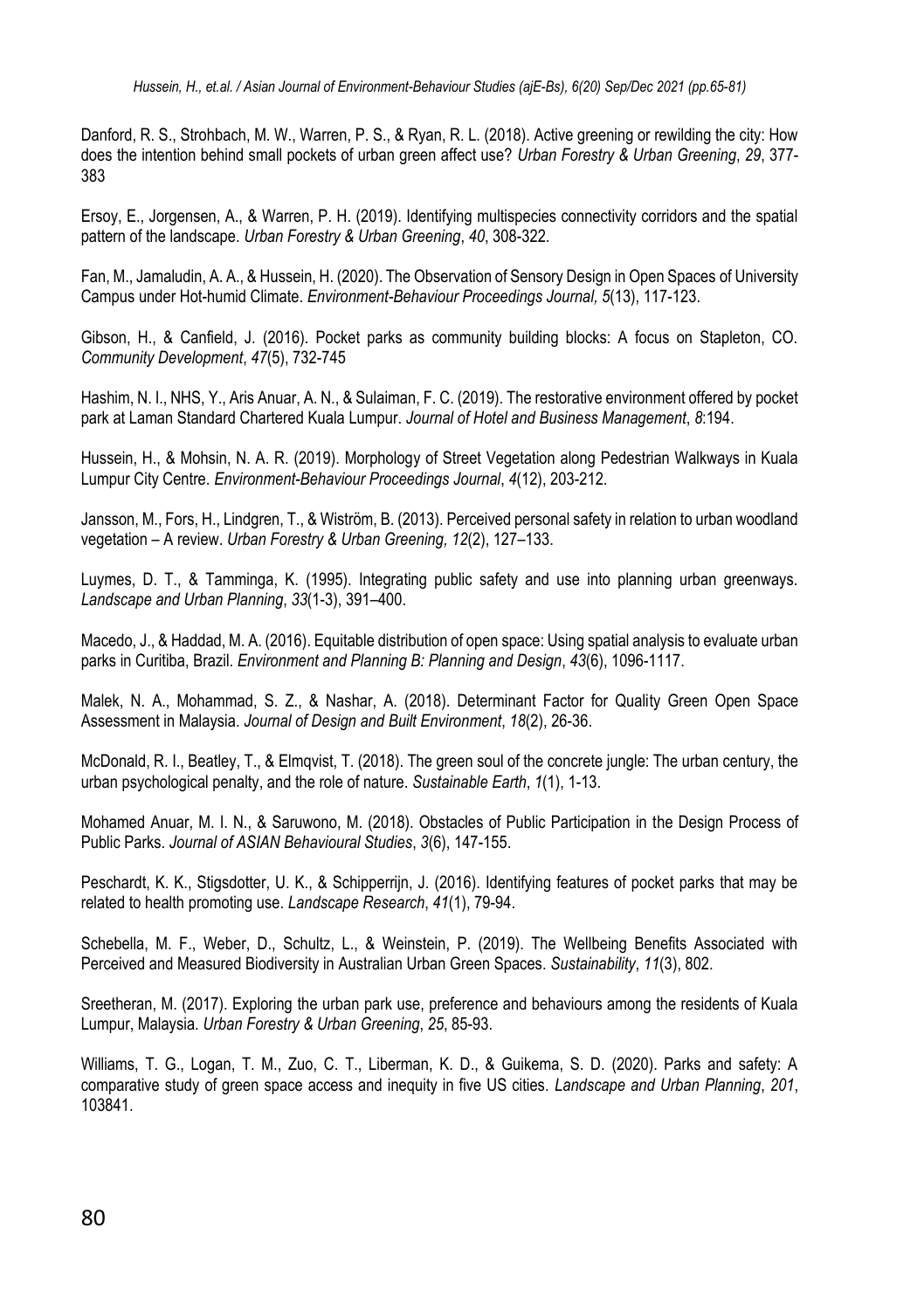Danford, R. S., Strohbach, M. W., Warren, P. S., & Ryan, R. L. (2018). Active greening or rewilding the city: How does the intention behind small pockets of urban green affect use? *Urban Forestry & Urban Greening*, *29*, 377-383

Ersoy, E., Jorgensen, A., & Warren, P. H. (2019). Identifying multispecies connectivity corridors and the spatial pattern of the landscape. *Urban Forestry & Urban Greening*, *40*, 308-322.

Fan, M., Jamaludin, A. A., & Hussein, H. (2020). The Observation of Sensory Design in Open Spaces of University Campus under Hot-humid Climate. *Environment-Behaviour Proceedings Journal, 5*(13), 117-123.

Gibson, H., & Canfield, J. (2016). Pocket parks as community building blocks: A focus on Stapleton, CO. *Community Development*, *47*(5), 732-745

Hashim, N. I., NHS, Y., Aris Anuar, A. N., & Sulaiman, F. C. (2019). The restorative environment offered by pocket park at Laman Standard Chartered Kuala Lumpur. *Journal of Hotel and Business Management*, *8*:194.

Hussein, H., & Mohsin, N. A. R. (2019). Morphology of Street Vegetation along Pedestrian Walkways in Kuala Lumpur City Centre. *Environment-Behaviour Proceedings Journal*, *4*(12), 203-212.

Jansson, M., Fors, H., Lindgren, T., & Wiström, B. (2013). Perceived personal safety in relation to urban woodland vegetation – A review. *Urban Forestry & Urban Greening, 12*(2), 127–133.

Luymes, D. T., & Tamminga, K. (1995). Integrating public safety and use into planning urban greenways. *Landscape and Urban Planning*, *33*(1-3), 391–400.

Macedo, J., & Haddad, M. A. (2016). Equitable distribution of open space: Using spatial analysis to evaluate urban parks in Curitiba, Brazil. *Environment and Planning B: Planning and Design*, *43*(6), 1096-1117.

Malek, N. A., Mohammad, S. Z., & Nashar, A. (2018). Determinant Factor for Quality Green Open Space Assessment in Malaysia. *Journal of Design and Built Environment*, *18*(2), 26-36.

McDonald, R. I., Beatley, T., & Elmqvist, T. (2018). The green soul of the concrete jungle: The urban century, the urban psychological penalty, and the role of nature. *Sustainable Earth*, *1*(1), 1-13.

Mohamed Anuar, M. I. N., & Saruwono, M. (2018). Obstacles of Public Participation in the Design Process of Public Parks. *Journal of ASIAN Behavioural Studies*, *3*(6), 147-155.

Peschardt, K. K., Stigsdotter, U. K., & Schipperrijn, J. (2016). Identifying features of pocket parks that may be related to health promoting use. *Landscape Research*, *41*(1), 79-94.

Schebella, M. F., Weber, D., Schultz, L., & Weinstein, P. (2019). The Wellbeing Benefits Associated with Perceived and Measured Biodiversity in Australian Urban Green Spaces. *Sustainability*, *11*(3), 802.

Sreetheran, M. (2017). Exploring the urban park use, preference and behaviours among the residents of Kuala Lumpur, Malaysia. *Urban Forestry & Urban Greening*, *25*, 85-93.

Williams, T. G., Logan, T. M., Zuo, C. T., Liberman, K. D., & Guikema, S. D. (2020). Parks and safety: A comparative study of green space access and inequity in five US cities. *Landscape and Urban Planning*, *201*, 103841.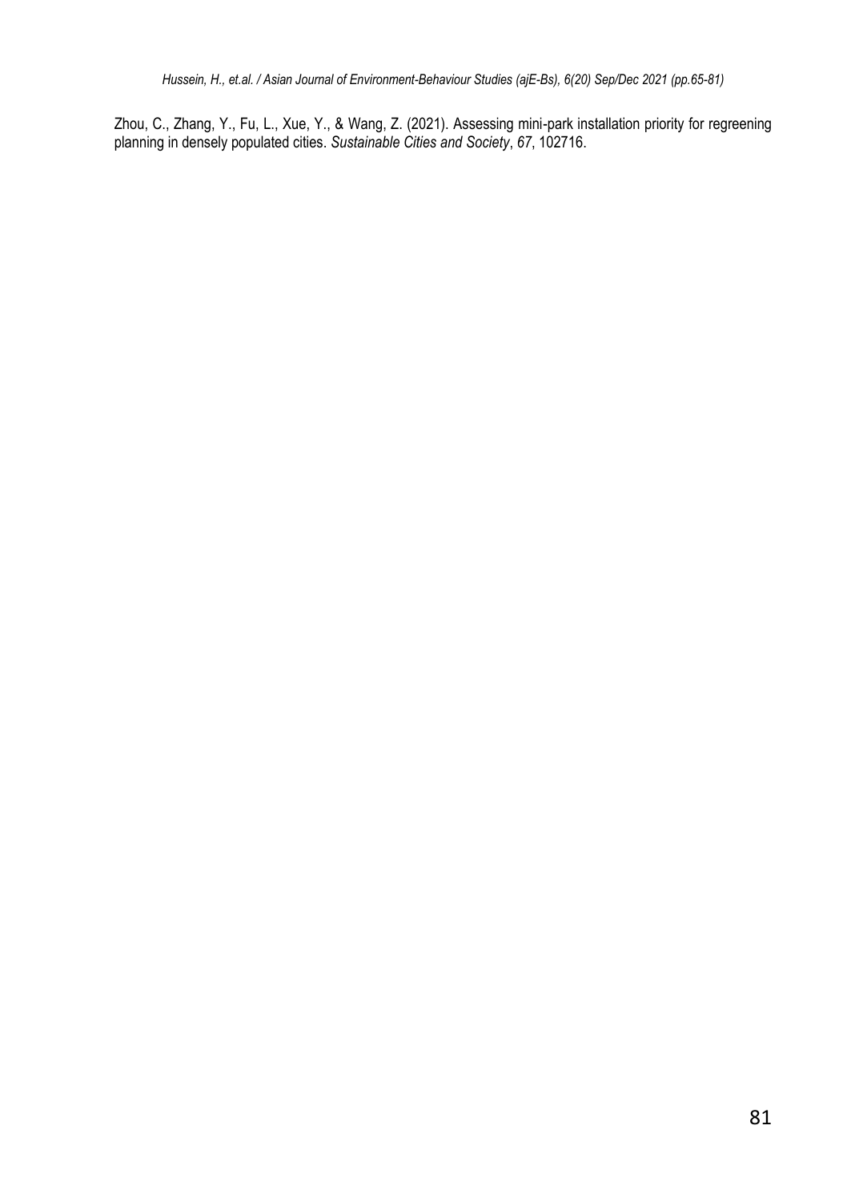Zhou, C., Zhang, Y., Fu, L., Xue, Y., & Wang, Z. (2021). Assessing mini-park installation priority for regreening planning in densely populated cities. *Sustainable Cities and Society*, *67*, 102716.